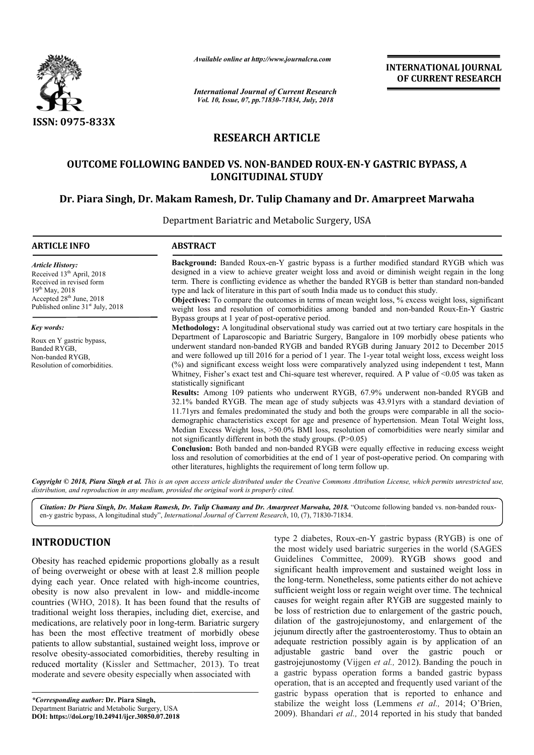# RESEARCH ARTICLE

## OUTCOME FOLLOWING BANDED VS. NON-BANDED ROUX-EN-Y GASTRIC BYPASS, A LONGITUDINAL STUDY

**Dr. Piara Singh, Dr. Makam Ramesh, Dr. Tulip Chamany and Dr. Amarpreet Marwaha**

Department Bariatric and Metabolic Surgery, USA

### ARTICLE INFO

*Article History:*
Received 13th April, 2018
Received in revised form 19th May, 2018
Accepted 28th June, 2018
Published online 31st July, 2018

*Key words:*
Roux en Y gastric bypass, Banded RYGB, Non-banded RYGB, Resolution of comorbidities.

### ABSTRACT

**Background:** Banded Roux-en-Y gastric bypass is a further modified standard RYGB which was designed in a view to achieve greater weight loss and avoid or diminish weight regain in the long term. There is conflicting evidence as whether the banded RYGB is better than standard non-banded type and lack of literature in this part of south India made us to conduct this study.

**Objectives:** To compare the outcomes in terms of mean weight loss, % excess weight loss, significant weight loss and resolution of comorbidities among banded and non-banded Roux-En-Y Gastric Bypass groups at 1 year of post-operative period.

**Methodology:** A longitudinal observational study was carried out at two tertiary care hospitals in the Department of Laparoscopic and Bariatric Surgery, Bangalore in 109 morbidly obese patients who underwent standard non-banded RYGB and banded RYGB during January 2012 to December 2015 and were followed up till 2016 for a period of 1 year. The 1-year total weight loss, excess weight loss (%) and significant excess weight loss were comparatively analyzed using independent t test, Mann Whitney, Fisher's exact test and Chi-square test wherever, required. A P value of <0.05 was taken as statistically significant

**Results:** Among 109 patients who underwent RYGB, 67.9% underwent non-banded RYGB and 32.1% banded RYGB. The mean age of study subjects was 43.91yrs with a standard deviation of 11.71yrs and females predominated the study and both the groups were comparable in all the socio-demographic characteristics except for age and presence of hypertension. Mean Total Weight loss, Median Excess Weight loss, >50.0% BMI loss, resolution of comorbidities were nearly similar and not significantly different in both the study groups. (P>0.05)

**Conclusion:** Both banded and non-banded RYGB were equally effective in reducing excess weight loss and resolution of comorbidities at the end of 1 year of post-operative period. On comparing with other literatures, highlights the requirement of long term follow up.

*Copyright © 2018, Piara Singh et al. This is an open access article distributed under the Creative Commons Attribution License, which permits unrestricted use, distribution, and reproduction in any medium, provided the original work is properly cited.*

*Citation: Dr Piara Singh, Dr. Makam Ramesh, Dr. Tulip Chamany and Dr. Amarpreet Marwaha, 2018.* "Outcome following banded vs. non-banded roux-en-y gastric bypass, A longitudinal study", *International Journal of Current Research*, 10, (7), 71830-71834.

## INTRODUCTION

Obesity has reached epidemic proportions globally as a result of being overweight or obese with at least 2.8 million people dying each year. Once related with high-income countries, obesity is now also prevalent in low- and middle-income countries (WHO, 2018). It has been found that the results of traditional weight loss therapies, including diet, exercise, and medications, are relatively poor in long-term. Bariatric surgery has been the most effective treatment of morbidly obese patients to allow substantial, sustained weight loss, improve or resolve obesity-associated comorbidities, thereby resulting in reduced mortality (Kissler and Settmacher, 2013). To treat moderate and severe obesity especially when associated with type 2 diabetes, Roux-en-Y gastric bypass (RYGB) is one of the most widely used bariatric surgeries in the world (SAGES Guidelines Committee, 2009). RYGB shows good and significant health improvement and sustained weight loss in the long-term. Nonetheless, some patients either do not achieve sufficient weight loss or regain weight over time. The technical causes for weight regain after RYGB are suggested mainly to be loss of restriction due to enlargement of the gastric pouch, dilation of the gastrojejunostomy, and enlargement of the jejunum directly after the gastroenterostomy. Thus to obtain an adequate restriction possibly again is by application of an adjustable gastric band over the gastric pouch or gastrojejunostomy (Vijgen *et al.,* 2012). Banding the pouch in a gastric bypass operation forms a banded gastric bypass operation, that is an accepted and frequently used variant of the gastric bypass operation that is reported to enhance and stabilize the weight loss (Lemmens *et al.,* 2014; O'Brien, 2009). Bhandari *et al.,* 2014 reported in his study that banded

*\*Corresponding author:* **Dr. Piara Singh,**
Department Bariatric and Metabolic Surgery, USA
**DOI: https://doi.org/10.24941/ijcr.30850.07.2018**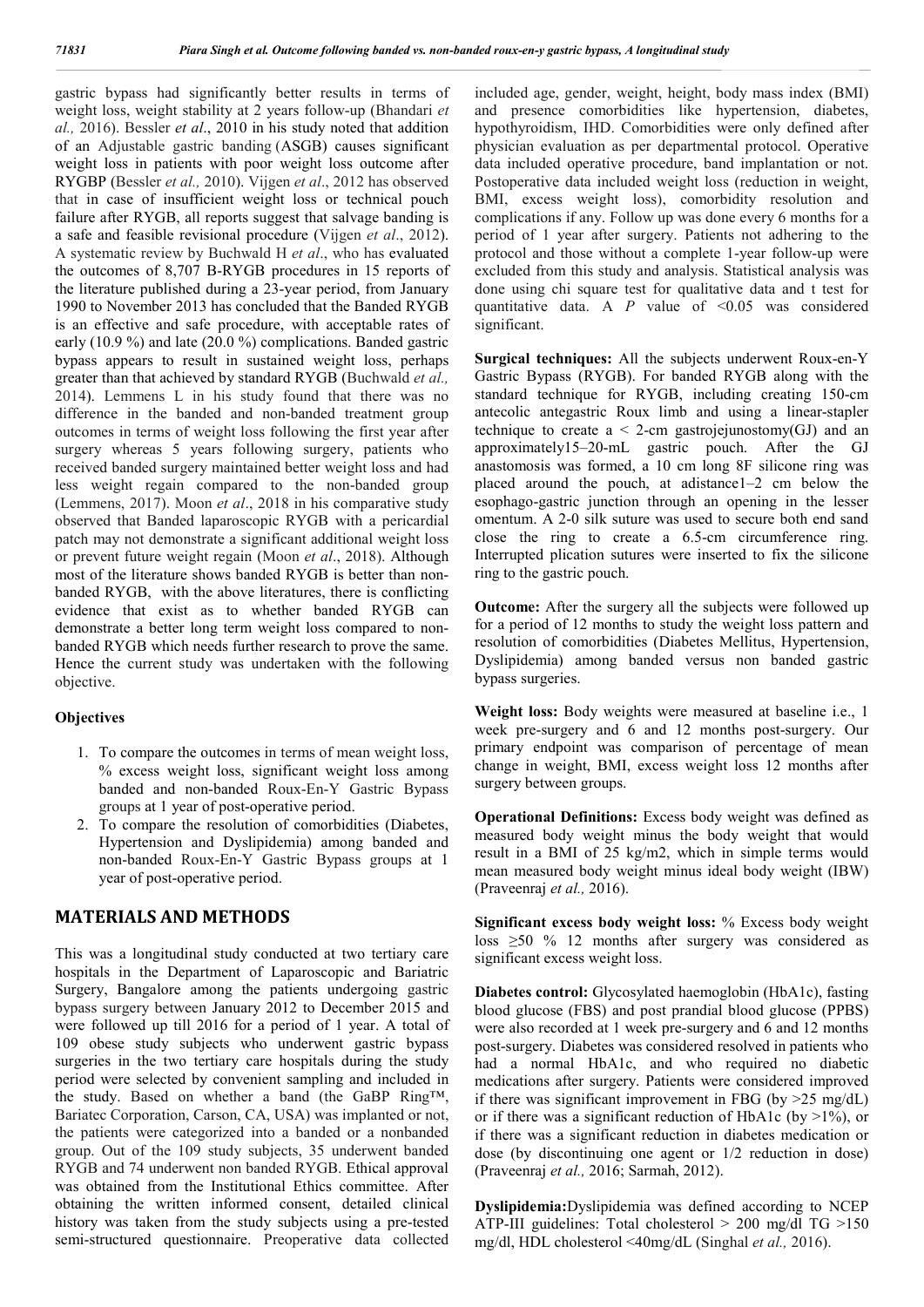gastric bypass had significantly better results in terms of weight loss, weight stability at 2 years follow-up (Bhandari *et al.,* 2016). Bessler *et al*., 2010 in his study noted that addition of an Adjustable gastric banding (ASGB) causes significant weight loss in patients with poor weight loss outcome after RYGBP (Bessler *et al.,* 2010). Vijgen *et al*., 2012 has observed that in case of insufficient weight loss or technical pouch failure after RYGB, all reports suggest that salvage banding is a safe and feasible revisional procedure (Vijgen *et al*., 2012). A systematic review by Buchwald H *et al*., who has evaluated the outcomes of 8,707 B-RYGB procedures in 15 reports of the literature published during a 23-year period, from January 1990 to November 2013 has concluded that the Banded RYGB is an effective and safe procedure, with acceptable rates of early (10.9 %) and late (20.0 %) complications. Banded gastric bypass appears to result in sustained weight loss, perhaps greater than that achieved by standard RYGB (Buchwald *et al.,* 2014). Lemmens L in his study found that there was no difference in the banded and non-banded treatment group outcomes in terms of weight loss following the first year after surgery whereas 5 years following surgery, patients who received banded surgery maintained better weight loss and had less weight regain compared to the non-banded group (Lemmens, 2017). Moon *et al*., 2018 in his comparative study observed that Banded laparoscopic RYGB with a pericardial patch may not demonstrate a significant additional weight loss or prevent future weight regain (Moon *et al*., 2018). Although most of the literature shows banded RYGB is better than non-banded RYGB, with the above literatures, there is conflicting evidence that exist as to whether banded RYGB can demonstrate a better long term weight loss compared to non-banded RYGB which needs further research to prove the same. Hence the current study was undertaken with the following objective.

**Objectives**

1. To compare the outcomes in terms of mean weight loss, % excess weight loss, significant weight loss among banded and non-banded Roux-En-Y Gastric Bypass groups at 1 year of post-operative period.
2. To compare the resolution of comorbidities (Diabetes, Hypertension and Dyslipidemia) among banded and non-banded Roux-En-Y Gastric Bypass groups at 1 year of post-operative period.

## MATERIALS AND METHODS

This was a longitudinal study conducted at two tertiary care hospitals in the Department of Laparoscopic and Bariatric Surgery, Bangalore among the patients undergoing gastric bypass surgery between January 2012 to December 2015 and were followed up till 2016 for a period of 1 year. A total of 109 obese study subjects who underwent gastric bypass surgeries in the two tertiary care hospitals during the study period were selected by convenient sampling and included in the study. Based on whether a band (the GaBP Ring™, Bariatec Corporation, Carson, CA, USA) was implanted or not, the patients were categorized into a banded or a nonbanded group. Out of the 109 study subjects, 35 underwent banded RYGB and 74 underwent non banded RYGB. Ethical approval was obtained from the Institutional Ethics committee. After obtaining the written informed consent, detailed clinical history was taken from the study subjects using a pre-tested semi-structured questionnaire. Preoperative data collected included age, gender, weight, height, body mass index (BMI) and presence comorbidities like hypertension, diabetes, hypothyroidism, IHD. Comorbidities were only defined after physician evaluation as per departmental protocol. Operative data included operative procedure, band implantation or not. Postoperative data included weight loss (reduction in weight, BMI, excess weight loss), comorbidity resolution and complications if any. Follow up was done every 6 months for a period of 1 year after surgery. Patients not adhering to the protocol and those without a complete 1-year follow-up were excluded from this study and analysis. Statistical analysis was done using chi square test for qualitative data and t test for quantitative data. A *P* value of <0.05 was considered significant.

**Surgical techniques:** All the subjects underwent Roux-en-Y Gastric Bypass (RYGB). For banded RYGB along with the standard technique for RYGB, including creating 150-cm antecolic antegastric Roux limb and using a linear-stapler technique to create a < 2-cm gastrojejunostomy(GJ) and an approximately15–20-mL gastric pouch. After the GJ anastomosis was formed, a 10 cm long 8F silicone ring was placed around the pouch, at adistance1–2 cm below the esophago-gastric junction through an opening in the lesser omentum. A 2-0 silk suture was used to secure both end sand close the ring to create a 6.5-cm circumference ring. Interrupted plication sutures were inserted to fix the silicone ring to the gastric pouch.

**Outcome:** After the surgery all the subjects were followed up for a period of 12 months to study the weight loss pattern and resolution of comorbidities (Diabetes Mellitus, Hypertension, Dyslipidemia) among banded versus non banded gastric bypass surgeries.

**Weight loss:** Body weights were measured at baseline i.e., 1 week pre-surgery and 6 and 12 months post-surgery. Our primary endpoint was comparison of percentage of mean change in weight, BMI, excess weight loss 12 months after surgery between groups.

**Operational Definitions:** Excess body weight was defined as measured body weight minus the body weight that would result in a BMI of 25 kg/m2, which in simple terms would mean measured body weight minus ideal body weight (IBW) (Praveenraj *et al.,* 2016).

**Significant excess body weight loss:** % Excess body weight loss ≥50 % 12 months after surgery was considered as significant excess weight loss.

**Diabetes control:** Glycosylated haemoglobin (HbA1c), fasting blood glucose (FBS) and post prandial blood glucose (PPBS) were also recorded at 1 week pre-surgery and 6 and 12 months post-surgery. Diabetes was considered resolved in patients who had a normal HbA1c, and who required no diabetic medications after surgery. Patients were considered improved if there was significant improvement in FBG (by >25 mg/dL) or if there was a significant reduction of HbA1c (by >1%), or if there was a significant reduction in diabetes medication or dose (by discontinuing one agent or 1/2 reduction in dose) (Praveenraj *et al.,* 2016; Sarmah, 2012).

**Dyslipidemia:** Dyslipidemia was defined according to NCEP ATP-III guidelines: Total cholesterol > 200 mg/dl TG >150 mg/dl, HDL cholesterol <40mg/dL (Singhal *et al.,* 2016).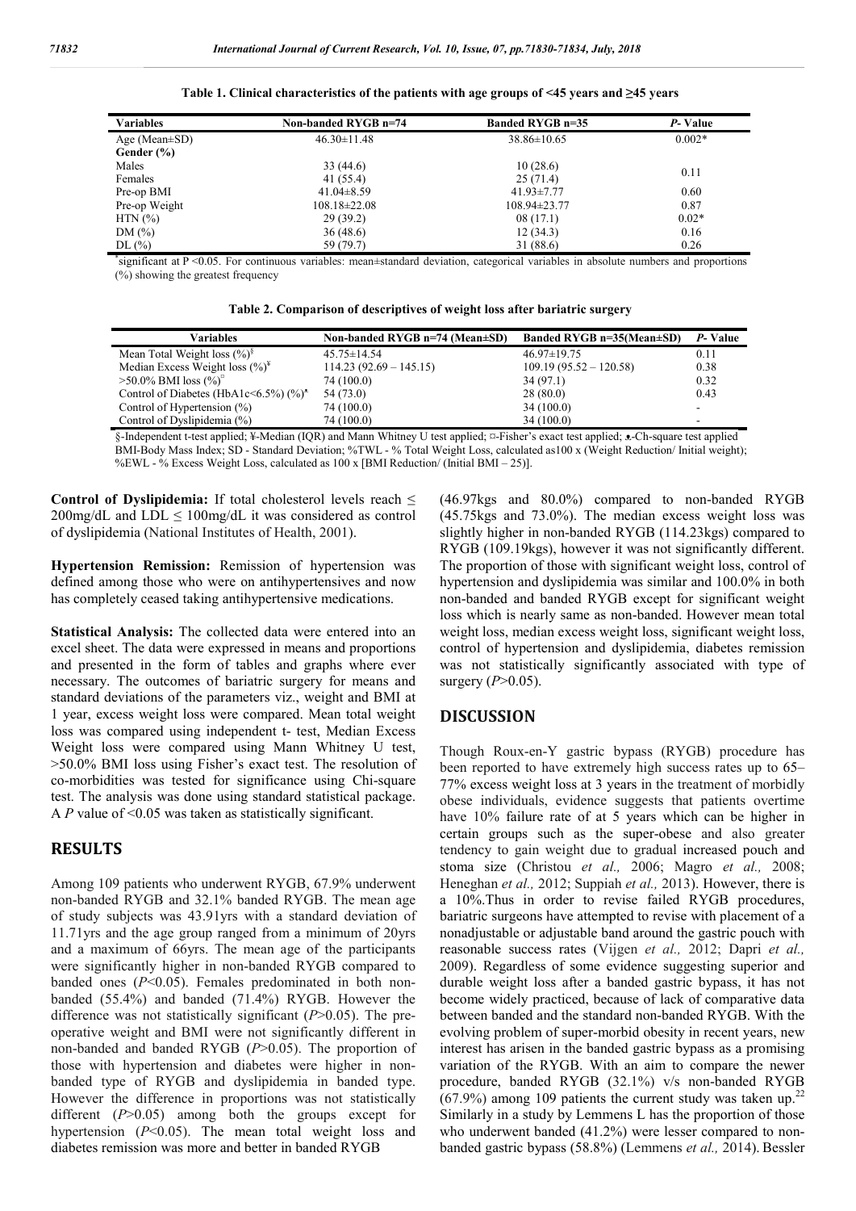**Table 1. Clinical characteristics of the patients with age groups of <45 years and ≥45 years**

| Variables | Non-banded RYGB n=74 | Banded RYGB n=35 | *P*- Value |
|---|---|---|---|
| Age (Mean±SD) | 46.30±11.48 | 38.86±10.65 | 0.002* |
| **Gender (%)** | | | |
| Males | 33 (44.6) | 10 (28.6) | 0.11 |
| Females | 41 (55.4) | 25 (71.4) | |
| Pre-op BMI | 41.04±8.59 | 41.93±7.77 | 0.60 |
| Pre-op Weight | 108.18±22.08 | 108.94±23.77 | 0.87 |
| HTN (%) | 29 (39.2) | 08 (17.1) | 0.02* |
| DM (%) | 36 (48.6) | 12 (34.3) | 0.16 |
| DL (%) | 59 (79.7) | 31 (88.6) | 0.26 |

*significant at P <0.05. For continuous variables: mean±standard deviation, categorical variables in absolute numbers and proportions (%) showing the greatest frequency

**Table 2. Comparison of descriptives of weight loss after bariatric surgery**

| Variables | Non-banded RYGB n=74 (Mean±SD) | Banded RYGB n=35(Mean±SD) | *P*- Value |
|---|---|---|---|
| Mean Total Weight loss (%)§ | 45.75±14.54 | 46.97±19.75 | 0.11 |
| Median Excess Weight loss (%)¥ | 114.23 (92.69 – 145.15) | 109.19 (95.52 – 120.58) | 0.38 |
| >50.0% BMI loss (%)¤ | 74 (100.0) | 34 (97.1) | 0.32 |
| Control of Diabetes (HbA1c<6.5%) (%)• | 54 (73.0) | 28 (80.0) | 0.43 |
| Control of Hypertension (%) | 74 (100.0) | 34 (100.0) | - |
| Control of Dyslipidemia (%) | 74 (100.0) | 34 (100.0) | - |

§-Independent t-test applied; ¥-Median (IQR) and Mann Whitney U test applied; ¤-Fisher's exact test applied; •-Ch-square test applied
BMI-Body Mass Index; SD - Standard Deviation; %TWL - % Total Weight Loss, calculated as100 x (Weight Reduction/ Initial weight); %EWL - % Excess Weight Loss, calculated as 100 x [BMI Reduction/ (Initial BMI – 25)].

**Control of Dyslipidemia:** If total cholesterol levels reach ≤ 200mg/dL and LDL ≤ 100mg/dL it was considered as control of dyslipidemia (National Institutes of Health, 2001).

**Hypertension Remission:** Remission of hypertension was defined among those who were on antihypertensives and now has completely ceased taking antihypertensive medications.

**Statistical Analysis:** The collected data were entered into an excel sheet. The data were expressed in means and proportions and presented in the form of tables and graphs where ever necessary. The outcomes of bariatric surgery for means and standard deviations of the parameters viz., weight and BMI at 1 year, excess weight loss were compared. Mean total weight loss was compared using independent t- test, Median Excess Weight loss were compared using Mann Whitney U test, >50.0% BMI loss using Fisher's exact test. The resolution of co-morbidities was tested for significance using Chi-square test. The analysis was done using standard statistical package. A *P* value of <0.05 was taken as statistically significant.

## RESULTS

Among 109 patients who underwent RYGB, 67.9% underwent non-banded RYGB and 32.1% banded RYGB. The mean age of study subjects was 43.91yrs with a standard deviation of 11.71yrs and the age group ranged from a minimum of 20yrs and a maximum of 66yrs. The mean age of the participants were significantly higher in non-banded RYGB compared to banded ones (*P*<0.05). Females predominated in both non-banded (55.4%) and banded (71.4%) RYGB. However the difference was not statistically significant (*P*>0.05). The pre-operative weight and BMI were not significantly different in non-banded and banded RYGB (*P*>0.05). The proportion of those with hypertension and diabetes were higher in non-banded type of RYGB and dyslipidemia in banded type. However the difference in proportions was not statistically different (*P*>0.05) among both the groups except for hypertension (*P*<0.05). The mean total weight loss and diabetes remission was more and better in banded RYGB (46.97kgs and 80.0%) compared to non-banded RYGB (45.75kgs and 73.0%). The median excess weight loss was slightly higher in non-banded RYGB (114.23kgs) compared to RYGB (109.19kgs), however it was not significantly different. The proportion of those with significant weight loss, control of hypertension and dyslipidemia was similar and 100.0% in both non-banded and banded RYGB except for significant weight loss which is nearly same as non-banded. However mean total weight loss, median excess weight loss, significant weight loss, control of hypertension and dyslipidemia, diabetes remission was not statistically significantly associated with type of surgery (*P*>0.05).

## DISCUSSION

Though Roux-en-Y gastric bypass (RYGB) procedure has been reported to have extremely high success rates up to 65–77% excess weight loss at 3 years in the treatment of morbidly obese individuals, evidence suggests that patients overtime have 10% failure rate of at 5 years which can be higher in certain groups such as the super-obese and also greater tendency to gain weight due to gradual increased pouch and stoma size (Christou *et al.,* 2006; Magro *et al.,* 2008; Heneghan *et al.,* 2012; Suppiah *et al.,* 2013). However, there is a 10%.Thus in order to revise failed RYGB procedures, bariatric surgeons have attempted to revise with placement of a nonadjustable or adjustable band around the gastric pouch with reasonable success rates (Vijgen *et al.,* 2012; Dapri *et al.,* 2009). Regardless of some evidence suggesting superior and durable weight loss after a banded gastric bypass, it has not become widely practiced, because of lack of comparative data between banded and the standard non-banded RYGB. With the evolving problem of super-morbid obesity in recent years, new interest has arisen in the banded gastric bypass as a promising variation of the RYGB. With an aim to compare the newer procedure, banded RYGB (32.1%) v/s non-banded RYGB (67.9%) among 109 patients the current study was taken up.[22] Similarly in a study by Lemmens L has the proportion of those who underwent banded (41.2%) were lesser compared to non-banded gastric bypass (58.8%) (Lemmens *et al.,* 2014). Bessler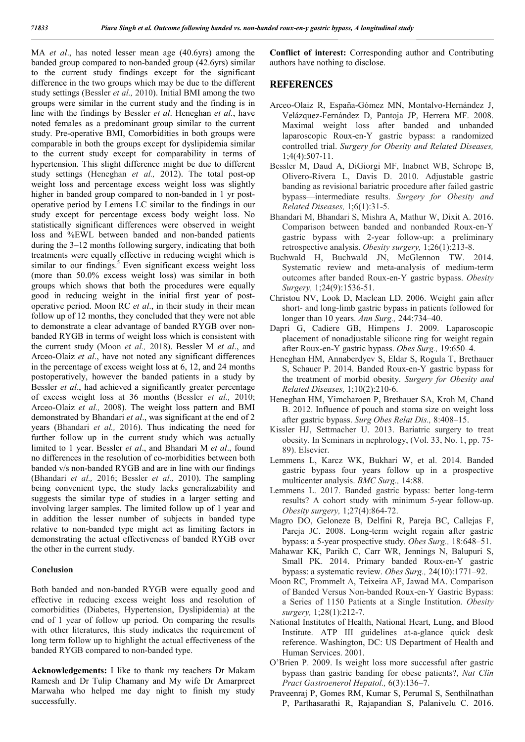MA *et al*., has noted lesser mean age (40.6yrs) among the banded group compared to non-banded group (42.6yrs) similar to the current study findings except for the significant difference in the two groups which may be due to the different study settings (Bessler *et al.,* 2010). Initial BMI among the two groups were similar in the current study and the finding is in line with the findings by Bessler *et al*. Heneghan *et al.*, have noted females as a predominant group similar to the current study. Pre-operative BMI, Comorbidities in both groups were comparable in both the groups except for dyslipidemia similar to the current study except for comparability in terms of hypertension. This slight difference might be due to different study settings (Heneghan *et al.,* 2012). The total post-op weight loss and percentage excess weight loss was slightly higher in banded group compared to non-banded in 1 yr post-operative period by Lemens LC similar to the findings in our study except for percentage excess body weight loss. No statistically significant differences were observed in weight loss and %EWL between banded and non-banded patients during the 3–12 months following surgery, indicating that both treatments were equally effective in reducing weight which is similar to our findings.[5] Even significant excess weight loss (more than 50.0% excess weight loss) was similar in both groups which shows that both the procedures were equally good in reducing weight in the initial first year of post-operative period. Moon RC *et al*., in their study in their mean follow up of 12 months, they concluded that they were not able to demonstrate a clear advantage of banded RYGB over non-banded RYGB in terms of weight loss which is consistent with the current study (Moon *et al.,* 2018). Bessler M *et al*., and Arceo-Olaiz *et al*., have not noted any significant differences in the percentage of excess weight loss at 6, 12, and 24 months postoperatively, however the banded patients in a study by Bessler *et al*., had achieved a significantly greater percentage of excess weight loss at 36 months (Bessler *et al.,* 2010; Arceo-Olaiz *et al.,* 2008). The weight loss pattern and BMI demonstrated by Bhandari *et al*., was significant at the end of 2 years (Bhandari *et al.,* 2016). Thus indicating the need for further follow up in the current study which was actually limited to 1 year. Bessler *et al*., and Bhandari M *et al*., found no differences in the resolution of co-morbidities between both banded v/s non-banded RYGB and are in line with our findings (Bhandari *et al.,* 2016; Bessler *et al.,* 2010). The sampling being convenient type, the study lacks generalizability and suggests the similar type of studies in a larger setting and involving larger samples. The limited follow up of 1 year and in addition the lesser number of subjects in banded type relative to non-banded type might act as limiting factors in demonstrating the actual effectiveness of banded RYGB over the other in the current study.

### Conclusion

Both banded and non-banded RYGB were equally good and effective in reducing excess weight loss and resolution of comorbidities (Diabetes, Hypertension, Dyslipidemia) at the end of 1 year of follow up period. On comparing the results with other literatures, this study indicates the requirement of long term follow up to highlight the actual effectiveness of the banded RYGB compared to non-banded type.

**Acknowledgements:** I like to thank my teachers Dr Makam Ramesh and Dr Tulip Chamany and My wife Dr Amarpreet Marwaha who helped me day night to finish my study successfully.

**Conflict of interest:** Corresponding author and Contributing authors have nothing to disclose.

## REFERENCES

Arceo-Olaiz R, España-Gómez MN, Montalvo-Hernández J, Velázquez-Fernández D, Pantoja JP, Herrera MF. 2008. Maximal weight loss after banded and unbanded laparoscopic Roux-en-Y gastric bypass: a randomized controlled trial. *Surgery for Obesity and Related Diseases,* 1;4(4):507-11.

Bessler M, Daud A, DiGiorgi MF, Inabnet WB, Schrope B, Olivero-Rivera L, Davis D. 2010. Adjustable gastric banding as revisional bariatric procedure after failed gastric bypass—intermediate results. *Surgery for Obesity and Related Diseases,* 1;6(1):31-5.

Bhandari M, Bhandari S, Mishra A, Mathur W, Dixit A. 2016. Comparison between banded and nonbanded Roux-en-Y gastric bypass with 2-year follow-up: a preliminary retrospective analysis. *Obesity surgery,* 1;26(1):213-8.

Buchwald H, Buchwald JN, McGlennon TW. 2014. Systematic review and meta-analysis of medium-term outcomes after banded Roux-en-Y gastric bypass. *Obesity Surgery,* 1;24(9):1536-51.

Christou NV, Look D, Maclean LD. 2006. Weight gain after short- and long-limb gastric bypass in patients followed for longer than 10 years. *Ann Surg.,* 244:734–40.

Dapri G, Cadiere GB, Himpens J. 2009. Laparoscopic placement of nonadjustable silicone ring for weight regain after Roux-en-Y gastric bypass. *Obes Surg.,* 19:650–4.

Heneghan HM, Annaberdyev S, Eldar S, Rogula T, Brethauer S, Schauer P. 2014. Banded Roux-en-Y gastric bypass for the treatment of morbid obesity. *Surgery for Obesity and Related Diseases,* 1;10(2):210-6.

Heneghan HM, Yimcharoen P, Brethauer SA, Kroh M, Chand B. 2012. Influence of pouch and stoma size on weight loss after gastric bypass. *Surg Obes Relat Dis.,* 8:408–15.

Kissler HJ, Settmacher U. 2013. Bariatric surgery to treat obesity. In Seminars in nephrology, (Vol. 33, No. 1, pp. 75-89). Elsevier.

Lemmens L, Karcz WK, Bukhari W, et al. 2014. Banded gastric bypass four years follow up in a prospective multicenter analysis. *BMC Surg.,* 14:88.

Lemmens L. 2017. Banded gastric bypass: better long-term results? A cohort study with minimum 5-year follow-up. *Obesity surgery,* 1;27(4):864-72.

Magro DO, Geloneze B, Delfini R, Pareja BC, Callejas F, Pareja JC. 2008. Long-term weight regain after gastric bypass: a 5-year prospective study. *Obes Surg.,* 18:648–51.

Mahawar KK, Parikh C, Carr WR, Jennings N, Balupuri S, Small PK. 2014. Primary banded Roux-en-Y gastric bypass: a systematic review. *Obes Surg.,* 24(10):1771–92.

Moon RC, Frommelt A, Teixeira AF, Jawad MA. Comparison of Banded Versus Non-banded Roux-en-Y Gastric Bypass: a Series of 1150 Patients at a Single Institution. *Obesity surgery,* 1;28(1):212-7.

National Institutes of Health, National Heart, Lung, and Blood Institute. ATP III guidelines at-a-glance quick desk reference. Washington, DC: US Department of Health and Human Services. 2001.

O'Brien P. 2009. Is weight loss more successful after gastric bypass than gastric banding for obese patients?, *Nat Clin Pract Gastroenterol Hepatol.,* 6(3):136–7.

Praveenraj P, Gomes RM, Kumar S, Perumal S, Senthilnathan P, Parthasarathi R, Rajapandian S, Palanivelu C. 2016.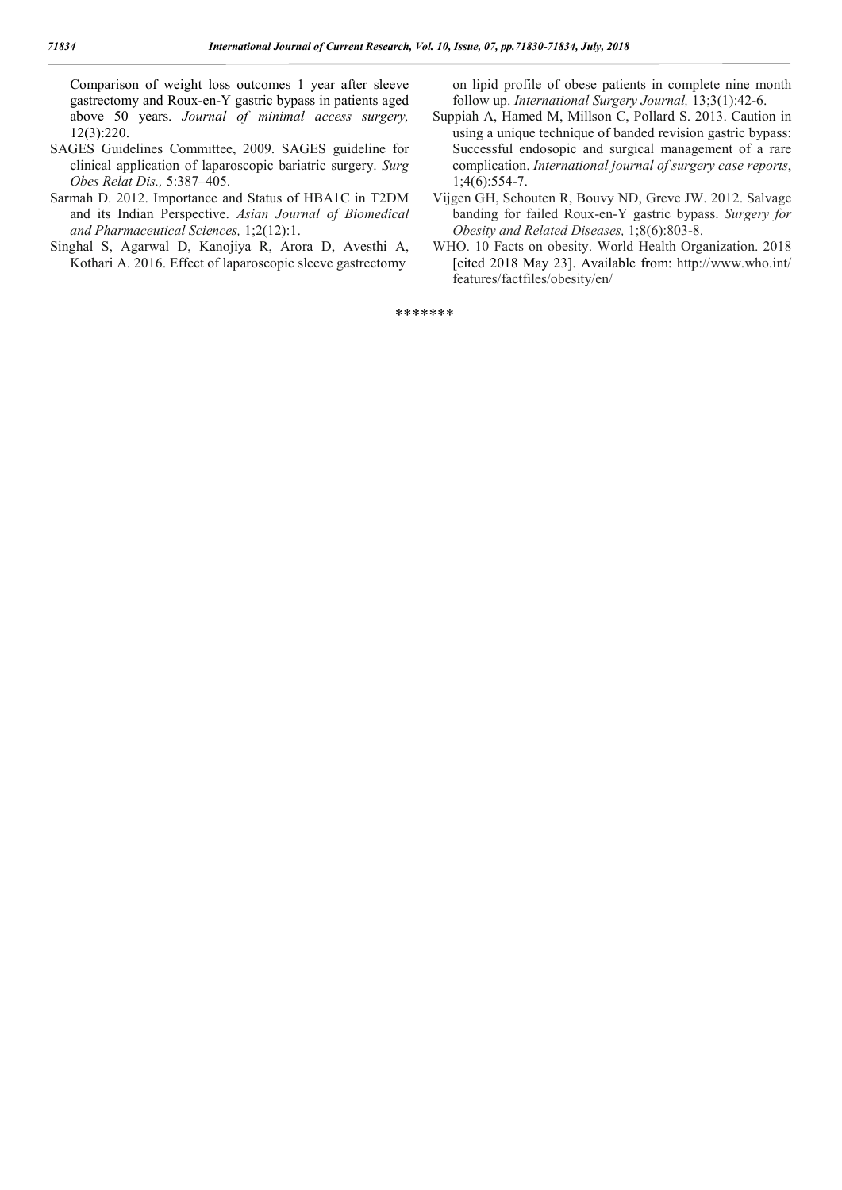Comparison of weight loss outcomes 1 year after sleeve gastrectomy and Roux-en-Y gastric bypass in patients aged above 50 years. *Journal of minimal access surgery,* 12(3):220.

SAGES Guidelines Committee, 2009. SAGES guideline for clinical application of laparoscopic bariatric surgery. *Surg Obes Relat Dis.,* 5:387–405.

Sarmah D. 2012. Importance and Status of HBA1C in T2DM and its Indian Perspective. *Asian Journal of Biomedical and Pharmaceutical Sciences,* 1;2(12):1.

Singhal S, Agarwal D, Kanojiya R, Arora D, Avesthi A, Kothari A. 2016. Effect of laparoscopic sleeve gastrectomy on lipid profile of obese patients in complete nine month follow up. *International Surgery Journal,* 13;3(1):42-6.

Suppiah A, Hamed M, Millson C, Pollard S. 2013. Caution in using a unique technique of banded revision gastric bypass: Successful endosopic and surgical management of a rare complication. *International journal of surgery case reports*, 1;4(6):554-7.

Vijgen GH, Schouten R, Bouvy ND, Greve JW. 2012. Salvage banding for failed Roux-en-Y gastric bypass. *Surgery for Obesity and Related Diseases,* 1;8(6):803-8.

WHO. 10 Facts on obesity. World Health Organization. 2018 [cited 2018 May 23]. Available from: http://www.who.int/features/factfiles/obesity/en/

*******